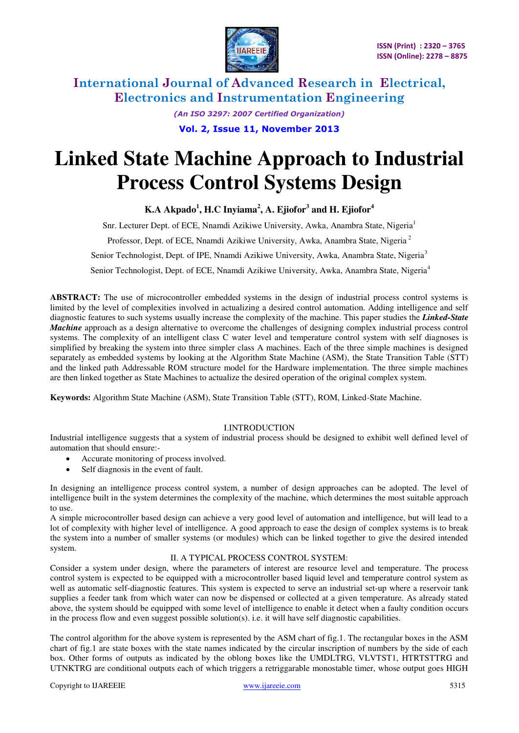# Linked State Machine Approach to Industrial Process Control Systems Design

**K.A Akpado[1], H.C Inyiama[2], A. Ejiofor[3] and H. Ejiofor[4]**

Snr. Lecturer Dept. of ECE, Nnamdi Azikiwe University, Awka, Anambra State, Nigeria[1]

Professor, Dept. of ECE, Nnamdi Azikiwe University, Awka, Anambra State, Nigeria [2]

Senior Technologist, Dept. of IPE, Nnamdi Azikiwe University, Awka, Anambra State, Nigeria[3]

Senior Technologist, Dept. of ECE, Nnamdi Azikiwe University, Awka, Anambra State, Nigeria[4]

**ABSTRACT:** The use of microcontroller embedded systems in the design of industrial process control systems is limited by the level of complexities involved in actualizing a desired control automation. Adding intelligence and self diagnostic features to such systems usually increase the complexity of the machine. This paper studies the ***Linked-State Machine*** approach as a design alternative to overcome the challenges of designing complex industrial process control systems. The complexity of an intelligent class C water level and temperature control system with self diagnoses is simplified by breaking the system into three simpler class A machines. Each of the three simple machines is designed separately as embedded systems by looking at the Algorithm State Machine (ASM), the State Transition Table (STT) and the linked path Addressable ROM structure model for the Hardware implementation. The three simple machines are then linked together as State Machines to actualize the desired operation of the original complex system.

**Keywords:** Algorithm State Machine (ASM), State Transition Table (STT), ROM, Linked-State Machine.

## I.INTRODUCTION

Industrial intelligence suggests that a system of industrial process should be designed to exhibit well defined level of automation that should ensure:-

- Accurate monitoring of process involved.
- Self diagnosis in the event of fault.

In designing an intelligence process control system, a number of design approaches can be adopted. The level of intelligence built in the system determines the complexity of the machine, which determines the most suitable approach to use.

A simple microcontroller based design can achieve a very good level of automation and intelligence, but will lead to a lot of complexity with higher level of intelligence. A good approach to ease the design of complex systems is to break the system into a number of smaller systems (or modules) which can be linked together to give the desired intended system.

## II. A TYPICAL PROCESS CONTROL SYSTEM:

Consider a system under design, where the parameters of interest are resource level and temperature. The process control system is expected to be equipped with a microcontroller based liquid level and temperature control system as well as automatic self-diagnostic features. This system is expected to serve an industrial set-up where a reservoir tank supplies a feeder tank from which water can now be dispensed or collected at a given temperature. As already stated above, the system should be equipped with some level of intelligence to enable it detect when a faulty condition occurs in the process flow and even suggest possible solution(s). i.e. it will have self diagnostic capabilities.

The control algorithm for the above system is represented by the ASM chart of fig.1. The rectangular boxes in the ASM chart of fig.1 are state boxes with the state names indicated by the circular inscription of numbers by the side of each box. Other forms of outputs as indicated by the oblong boxes like the UMDLTRG, VLVTST1, HTRTSTTRG and UTNKTRG are conditional outputs each of which triggers a retriggarable monostable timer, whose output goes HIGH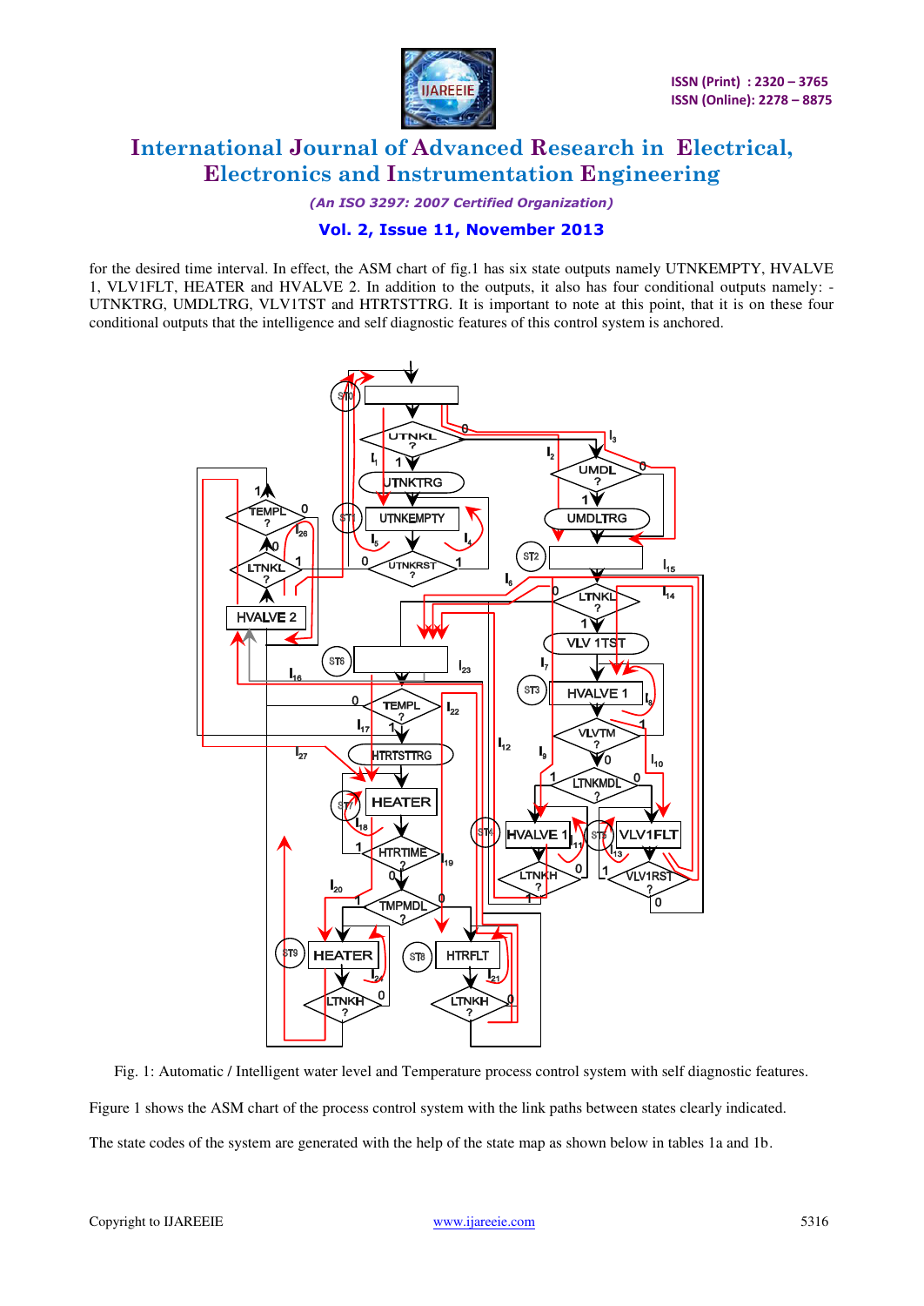for the desired time interval. In effect, the ASM chart of fig.1 has six state outputs namely UTNKEMPTY, HVALVE 1, VLV1FLT, HEATER and HVALVE 2. In addition to the outputs, it also has four conditional outputs namely: - UTNKTRG, UMDLTRG, VLV1TST and HTRTSTTRG. It is important to note at this point, that it is on these four conditional outputs that the intelligence and self diagnostic features of this control system is anchored.

Fig. 1: Automatic / Intelligent water level and Temperature process control system with self diagnostic features.

Figure 1 shows the ASM chart of the process control system with the link paths between states clearly indicated.

The state codes of the system are generated with the help of the state map as shown below in tables 1a and 1b.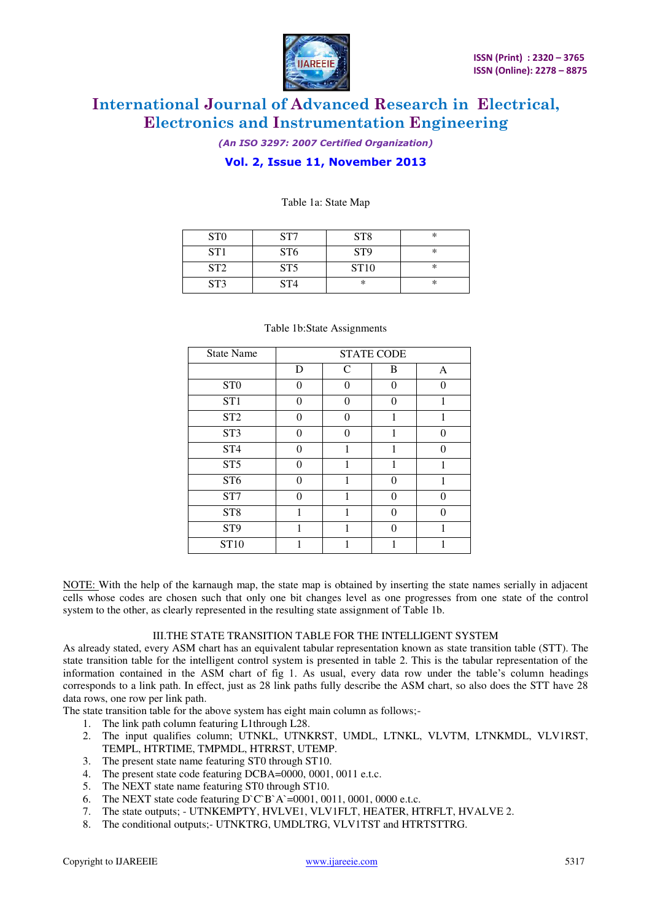Table 1a: State Map

| | | | |
|---|---|---|---|
| ST0 | ST7 | ST8 | * |
| ST1 | ST6 | ST9 | * |
| ST2 | ST5 | ST10 | * |
| ST3 | ST4 | * | * |

Table 1b:State Assignments

| State Name | STATE CODE | | | |
|---|---|---|---|---|
| | D | C | B | A |
| ST0 | 0 | 0 | 0 | 0 |
| ST1 | 0 | 0 | 0 | 1 |
| ST2 | 0 | 0 | 1 | 1 |
| ST3 | 0 | 0 | 1 | 0 |
| ST4 | 0 | 1 | 1 | 0 |
| ST5 | 0 | 1 | 1 | 1 |
| ST6 | 0 | 1 | 0 | 1 |
| ST7 | 0 | 1 | 0 | 0 |
| ST8 | 1 | 1 | 0 | 0 |
| ST9 | 1 | 1 | 0 | 1 |
| ST10 | 1 | 1 | 1 | 1 |

NOTE: With the help of the karnaugh map, the state map is obtained by inserting the state names serially in adjacent cells whose codes are chosen such that only one bit changes level as one progresses from one state of the control system to the other, as clearly represented in the resulting state assignment of Table 1b.

## III.THE STATE TRANSITION TABLE FOR THE INTELLIGENT SYSTEM

As already stated, every ASM chart has an equivalent tabular representation known as state transition table (STT). The state transition table for the intelligent control system is presented in table 2. This is the tabular representation of the information contained in the ASM chart of fig 1. As usual, every data row under the table's column headings corresponds to a link path. In effect, just as 28 link paths fully describe the ASM chart, so also does the STT have 28 data rows, one row per link path.

The state transition table for the above system has eight main column as follows;-

1. The link path column featuring L1through L28.
2. The input qualifies column; UTNKL, UTNKRST, UMDL, LTNKL, VLVTM, LTNKMDL, VLV1RST, TEMPL, HTRTIME, TMPMDL, HTRRST, UTEMP.
3. The present state name featuring ST0 through ST10.
4. The present state code featuring DCBA=0000, 0001, 0011 e.t.c.
5. The NEXT state name featuring ST0 through ST10.
6. The NEXT state code featuring D`C`B`A`=0001, 0011, 0001, 0000 e.t.c.
7. The state outputs; - UTNKEMPTY, HVLVE1, VLV1FLT, HEATER, HTRFLT, HVALVE 2.
8. The conditional outputs;- UTNKTRG, UMDLTRG, VLV1TST and HTRTSTTRG.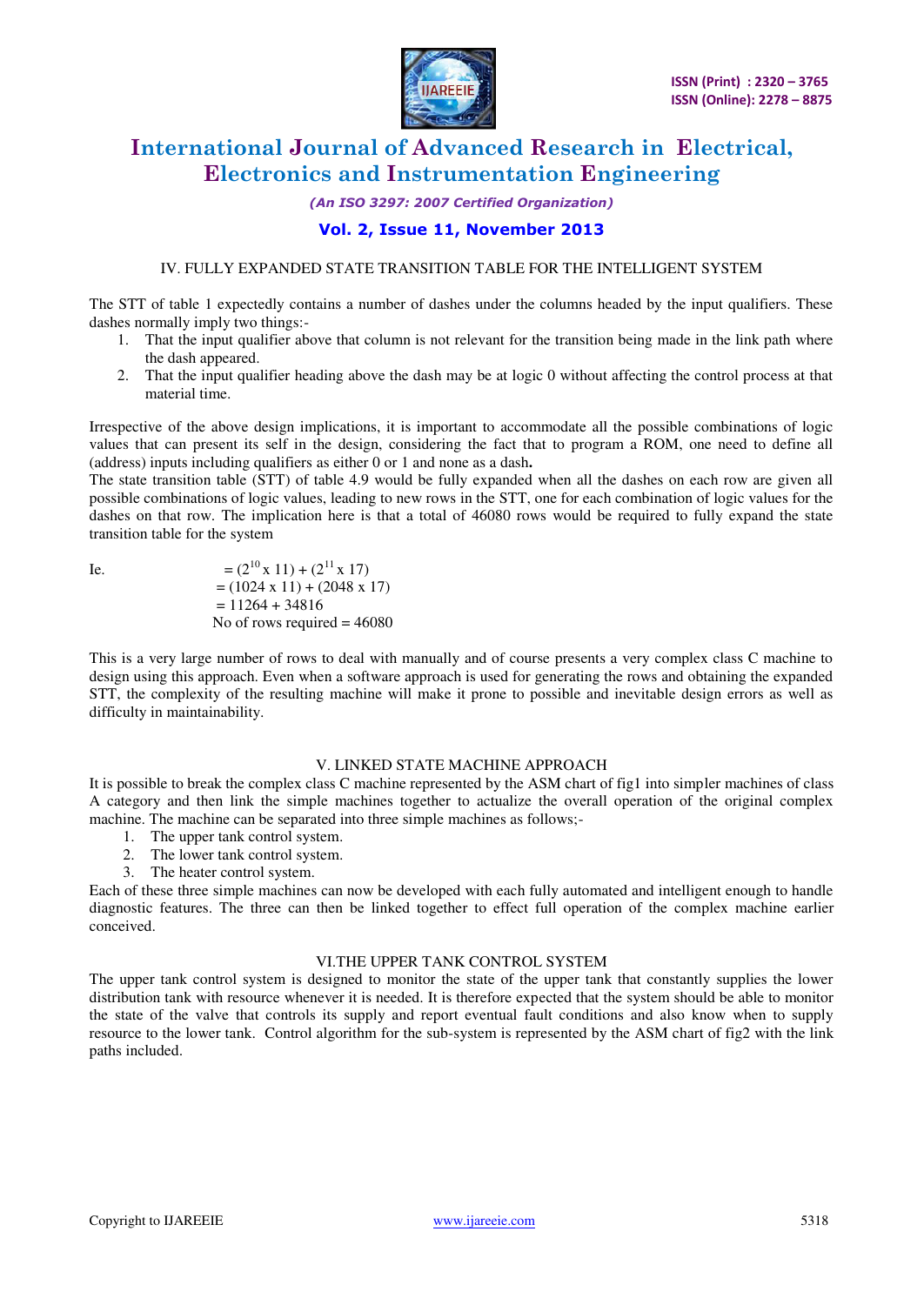## IV. FULLY EXPANDED STATE TRANSITION TABLE FOR THE INTELLIGENT SYSTEM

The STT of table 1 expectedly contains a number of dashes under the columns headed by the input qualifiers. These dashes normally imply two things:-

1. That the input qualifier above that column is not relevant for the transition being made in the link path where the dash appeared.
2. That the input qualifier heading above the dash may be at logic 0 without affecting the control process at that material time.

Irrespective of the above design implications, it is important to accommodate all the possible combinations of logic values that can present its self in the design, considering the fact that to program a ROM, one need to define all (address) inputs including qualifiers as either 0 or 1 and none as a dash**.**

The state transition table (STT) of table 4.9 would be fully expanded when all the dashes on each row are given all possible combinations of logic values, leading to new rows in the STT, one for each combination of logic values for the dashes on that row. The implication here is that a total of 46080 rows would be required to fully expand the state transition table for the system

Ie. $= (2^{10} \times 11) + (2^{11} \times 17)$

$= (1024 \times 11) + (2048 \times 17)$

$= 11264 + 34816$

No of rows required = 46080

This is a very large number of rows to deal with manually and of course presents a very complex class C machine to design using this approach. Even when a software approach is used for generating the rows and obtaining the expanded STT, the complexity of the resulting machine will make it prone to possible and inevitable design errors as well as difficulty in maintainability.

## V. LINKED STATE MACHINE APPROACH

It is possible to break the complex class C machine represented by the ASM chart of fig1 into simpler machines of class A category and then link the simple machines together to actualize the overall operation of the original complex machine. The machine can be separated into three simple machines as follows;-

1. The upper tank control system.
2. The lower tank control system.
3. The heater control system.

Each of these three simple machines can now be developed with each fully automated and intelligent enough to handle diagnostic features. The three can then be linked together to effect full operation of the complex machine earlier conceived.

## VI.THE UPPER TANK CONTROL SYSTEM

The upper tank control system is designed to monitor the state of the upper tank that constantly supplies the lower distribution tank with resource whenever it is needed. It is therefore expected that the system should be able to monitor the state of the valve that controls its supply and report eventual fault conditions and also know when to supply resource to the lower tank. Control algorithm for the sub-system is represented by the ASM chart of fig2 with the link paths included.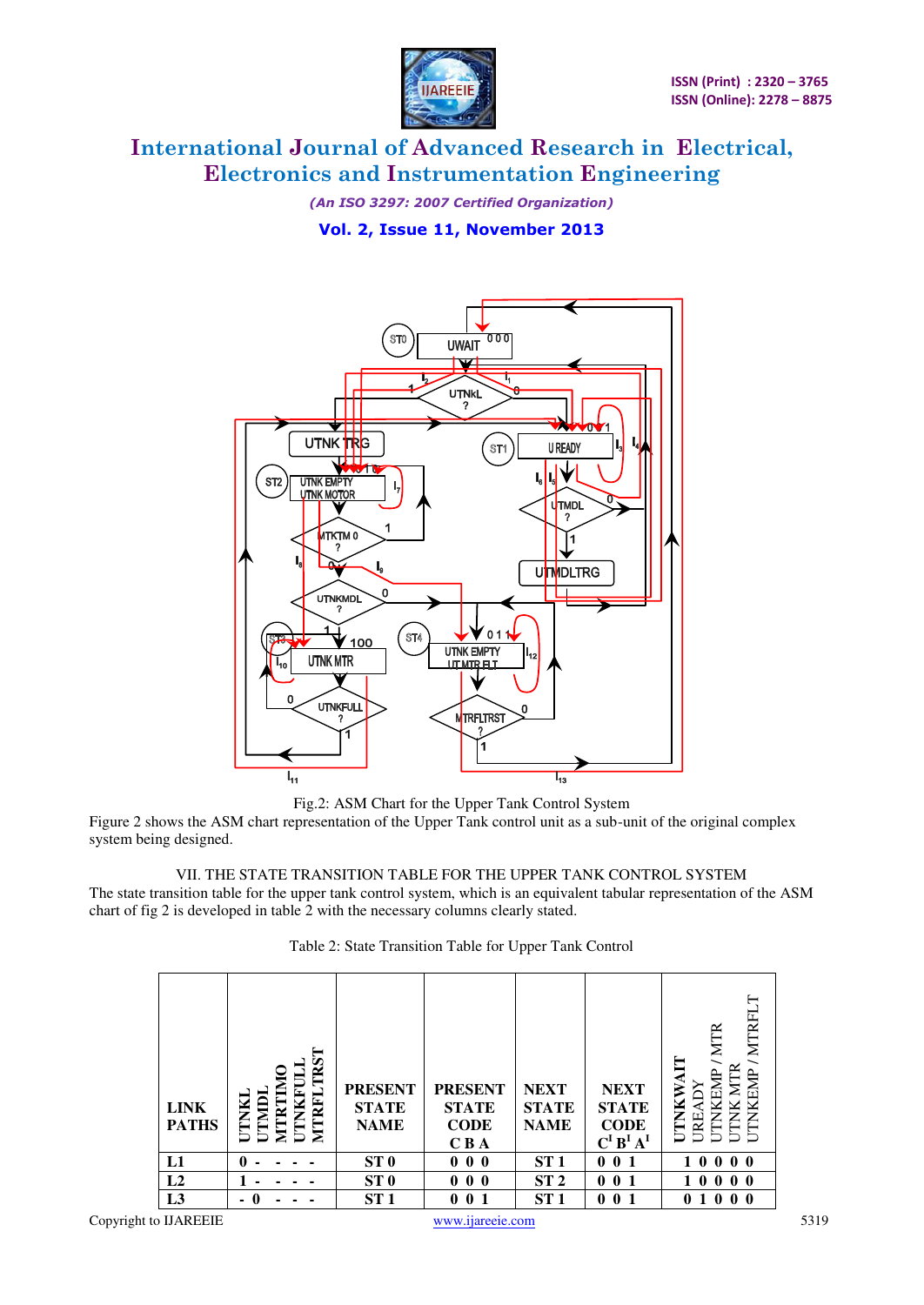ST0
UWAIT 000
UTNKL ?
$l_2$ 1
$l_1$ 0
UTNK TRG
ST1
U READY
0 0 1
$l_3$ $l_4$
ST2
UTNK EMPTY
UTNK MOTOR
1 0 1
$l_7$
$l_6$ $l_5$
UTMDL ?
0
1
MTKTM 0 ?
1
$l_8$
0
$l_9$
UTMDLTRG
UTNKMDL ?
0
1
ST3
100
$l_{10}$
UTNK MTR
ST4
0 1 1
UTNK EMPTY
UT MTR FLT
$l_{12}$
0
UTNKFULL ?
1
MTRFLTRST ?
0
1
$l_{11}$
$l_{13}$

Fig.2: ASM Chart for the Upper Tank Control System

Figure 2 shows the ASM chart representation of the Upper Tank control unit as a sub-unit of the original complex system being designed.

## VII. THE STATE TRANSITION TABLE FOR THE UPPER TANK CONTROL SYSTEM

The state transition table for the upper tank control system, which is an equivalent tabular representation of the ASM chart of fig 2 is developed in table 2 with the necessary columns clearly stated.

Table 2: State Transition Table for Upper Tank Control

| LINK PATHS | UTNKL UTMDL MTRTIMO UTNKFULL MTRFLTRST | PRESENT STATE NAME | PRESENT STATE CODE C B A | NEXT STATE NAME | NEXT STATE CODE $C^I$ $B^I$ $A^I$ | UTNKWAIT UREADY UTNKEMP / MTR UTNK MTR UTNKEMP / MTRFLT |
|---|---|---|---|---|---|---|
| L1 | 0 - - - - | ST 0 | 0 0 0 | ST 1 | 0 0 1 | 1 0 0 0 0 |
| L2 | 1 - - - - | ST 0 | 0 0 0 | ST 2 | 0 0 1 | 1 0 0 0 0 |
| L3 | - 0 - - - | ST 1 | 0 0 1 | ST 1 | 0 0 1 | 0 1 0 0 0 |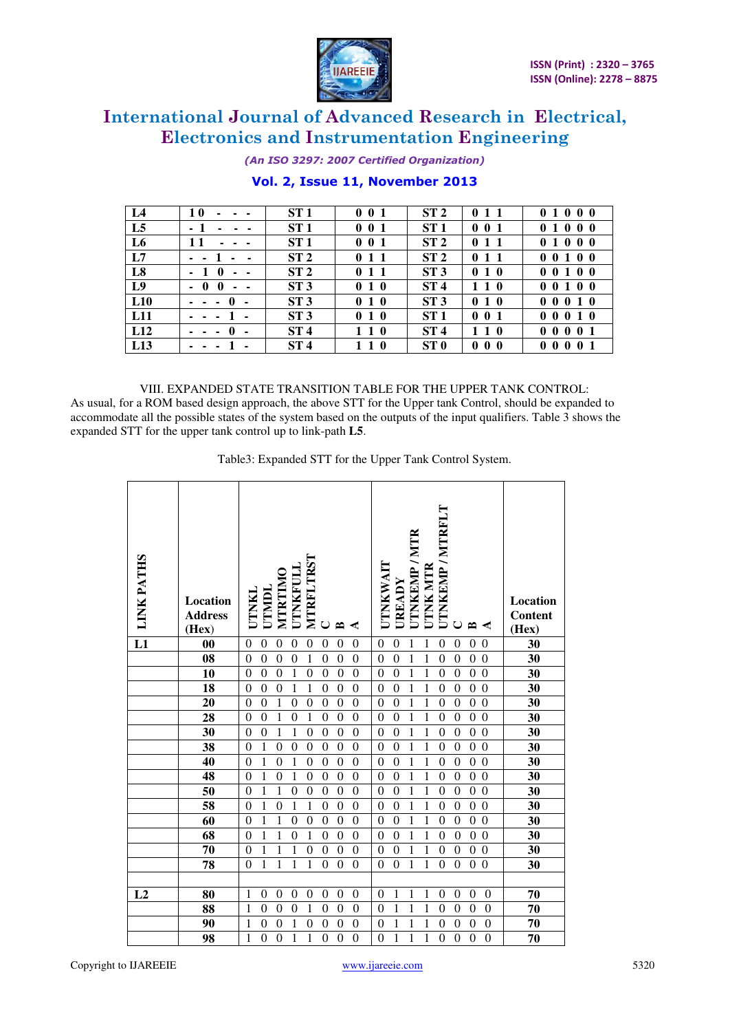| | | | | | | |
|---|---|---|---|---|---|---|
| L4 | 1 0 - - - | ST 1 | 0 0 1 | ST 2 | 0 1 1 | 0 1 0 0 0 |
| L5 | - 1 - - - | ST 1 | 0 0 1 | ST 1 | 0 0 1 | 0 1 0 0 0 |
| L6 | 1 1 - - - | ST 1 | 0 0 1 | ST 2 | 0 1 1 | 0 1 0 0 0 |
| L7 | - - 1 - - | ST 2 | 0 1 1 | ST 2 | 0 1 1 | 0 0 1 0 0 |
| L8 | - 1 0 - - | ST 2 | 0 1 1 | ST 3 | 0 1 0 | 0 0 1 0 0 |
| L9 | - 0 0 - - | ST 3 | 0 1 0 | ST 4 | 1 1 0 | 0 0 1 0 0 |
| L10 | - - - 0 - | ST 3 | 0 1 0 | ST 3 | 0 1 0 | 0 0 0 1 0 |
| L11 | - - - 1 - | ST 3 | 0 1 0 | ST 1 | 0 0 1 | 0 0 0 1 0 |
| L12 | - - - 0 - | ST 4 | 1 1 0 | ST 4 | 1 1 0 | 0 0 0 0 1 |
| L13 | - - - 1 - | ST 4 | 1 1 0 | ST 0 | 0 0 0 | 0 0 0 0 1 |

## VIII. EXPANDED STATE TRANSITION TABLE FOR THE UPPER TANK CONTROL:

As usual, for a ROM based design approach, the above STT for the Upper tank Control, should be expanded to accommodate all the possible states of the system based on the outputs of the input qualifiers. Table 3 shows the expanded STT for the upper tank control up to link-path **L5**.

Table3: Expanded STT for the Upper Tank Control System.

| LINK PATHS | Location Address (Hex) | UTNKL | UTMDL | MTRTIMO | UTNKFULL | MTRFLTRST | C | B | A | UTNKWAIT | UREADY | UTNKEMP / MTR | UTNK MTR | UTNKEMP / MTRFLT | C | B | A | Location Content (Hex) |
|---|---|---|---|---|---|---|---|---|---|---|---|---|---|---|---|---|---|---|
| L1 | 00 | 0 | 0 | 0 | 0 | 0 | 0 | 0 | 0 | 0 | 0 | 1 | 1 | 0 | 0 | 0 | 0 | 30 |
| | 08 | 0 | 0 | 0 | 0 | 1 | 0 | 0 | 0 | 0 | 0 | 1 | 1 | 0 | 0 | 0 | 0 | 30 |
| | 10 | 0 | 0 | 0 | 1 | 0 | 0 | 0 | 0 | 0 | 0 | 1 | 1 | 0 | 0 | 0 | 0 | 30 |
| | 18 | 0 | 0 | 0 | 1 | 1 | 0 | 0 | 0 | 0 | 0 | 1 | 1 | 0 | 0 | 0 | 0 | 30 |
| | 20 | 0 | 0 | 1 | 0 | 0 | 0 | 0 | 0 | 0 | 0 | 1 | 1 | 0 | 0 | 0 | 0 | 30 |
| | 28 | 0 | 0 | 1 | 0 | 1 | 0 | 0 | 0 | 0 | 0 | 1 | 1 | 0 | 0 | 0 | 0 | 30 |
| | 30 | 0 | 0 | 1 | 1 | 0 | 0 | 0 | 0 | 0 | 0 | 1 | 1 | 0 | 0 | 0 | 0 | 30 |
| | 38 | 0 | 1 | 0 | 0 | 0 | 0 | 0 | 0 | 0 | 0 | 1 | 1 | 0 | 0 | 0 | 0 | 30 |
| | 40 | 0 | 1 | 0 | 1 | 0 | 0 | 0 | 0 | 0 | 0 | 1 | 1 | 0 | 0 | 0 | 0 | 30 |
| | 48 | 0 | 1 | 0 | 1 | 0 | 0 | 0 | 0 | 0 | 0 | 1 | 1 | 0 | 0 | 0 | 0 | 30 |
| | 50 | 0 | 1 | 1 | 0 | 0 | 0 | 0 | 0 | 0 | 0 | 1 | 1 | 0 | 0 | 0 | 0 | 30 |
| | 58 | 0 | 1 | 0 | 1 | 1 | 0 | 0 | 0 | 0 | 0 | 1 | 1 | 0 | 0 | 0 | 0 | 30 |
| | 60 | 0 | 1 | 1 | 0 | 0 | 0 | 0 | 0 | 0 | 0 | 1 | 1 | 0 | 0 | 0 | 0 | 30 |
| | 68 | 0 | 1 | 1 | 0 | 1 | 0 | 0 | 0 | 0 | 0 | 1 | 1 | 0 | 0 | 0 | 0 | 30 |
| | 70 | 0 | 1 | 1 | 1 | 0 | 0 | 0 | 0 | 0 | 0 | 1 | 1 | 0 | 0 | 0 | 0 | 30 |
| | 78 | 0 | 1 | 1 | 1 | 1 | 0 | 0 | 0 | 0 | 0 | 1 | 1 | 0 | 0 | 0 | 0 | 30 |
| | | | | | | | | | | | | | | | | | | |
| L2 | 80 | 1 | 0 | 0 | 0 | 0 | 0 | 0 | 0 | 0 | 1 | 1 | 1 | 0 | 0 | 0 | 0 | 70 |
| | 88 | 1 | 0 | 0 | 0 | 1 | 0 | 0 | 0 | 0 | 1 | 1 | 1 | 0 | 0 | 0 | 0 | 70 |
| | 90 | 1 | 0 | 0 | 1 | 0 | 0 | 0 | 0 | 0 | 1 | 1 | 1 | 0 | 0 | 0 | 0 | 70 |
| | 98 | 1 | 0 | 0 | 1 | 1 | 0 | 0 | 0 | 0 | 1 | 1 | 1 | 0 | 0 | 0 | 0 | 70 |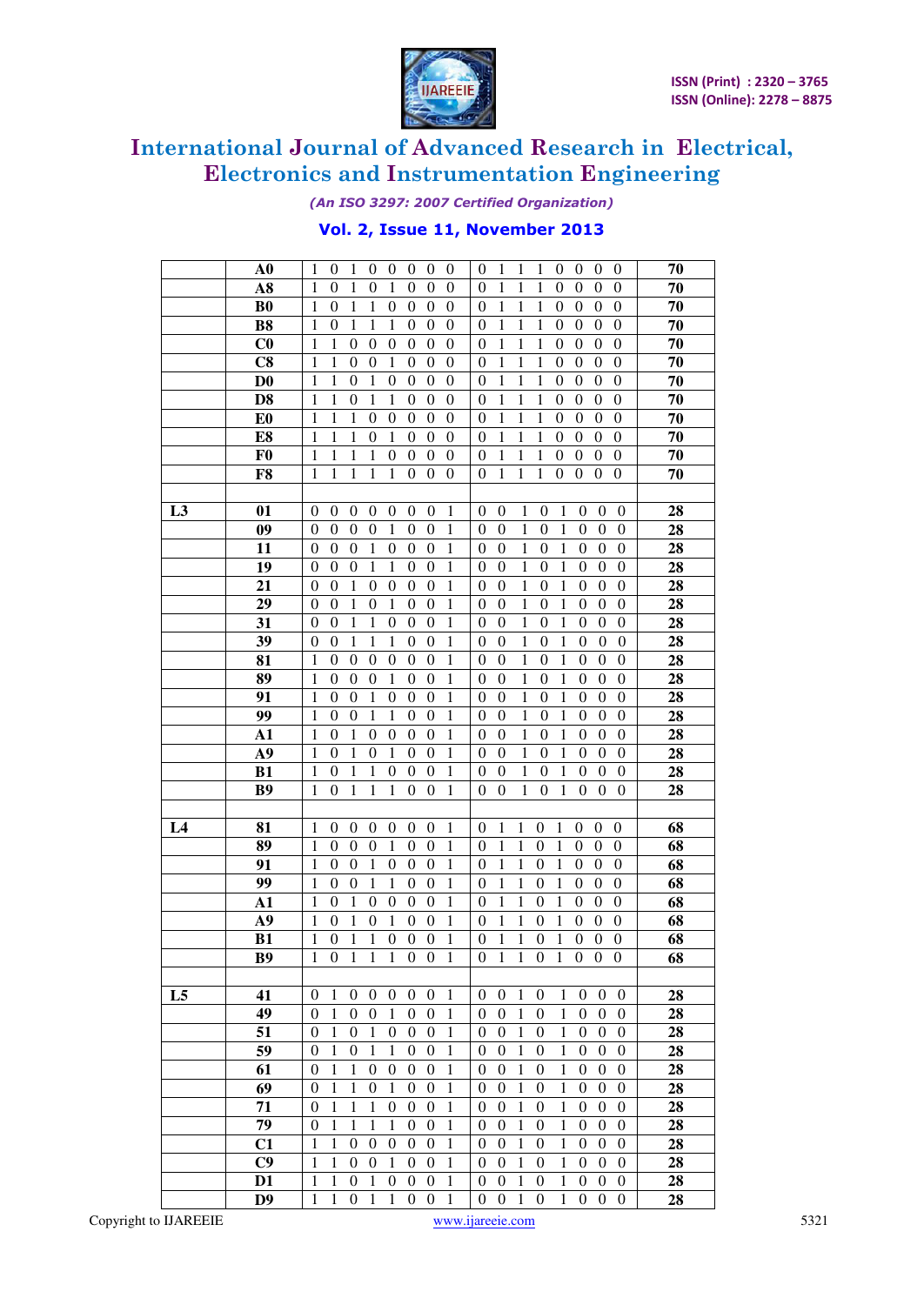| | | | | |
|---|---|---|---|---|
| | **A0** | 1 0 1 0 0 0 0 0 | 0 1 1 1 0 0 0 0 | **70** |
| | **A8** | 1 0 1 0 1 0 0 0 | 0 1 1 1 0 0 0 0 | **70** |
| | **B0** | 1 0 1 1 0 0 0 0 | 0 1 1 1 0 0 0 0 | **70** |
| | **B8** | 1 0 1 1 1 0 0 0 | 0 1 1 1 0 0 0 0 | **70** |
| | **C0** | 1 1 0 0 0 0 0 0 | 0 1 1 1 0 0 0 0 | **70** |
| | **C8** | 1 1 0 0 1 0 0 0 | 0 1 1 1 0 0 0 0 | **70** |
| | **D0** | 1 1 0 1 0 0 0 0 | 0 1 1 1 0 0 0 0 | **70** |
| | **D8** | 1 1 0 1 1 0 0 0 | 0 1 1 1 0 0 0 0 | **70** |
| | **E0** | 1 1 1 0 0 0 0 0 | 0 1 1 1 0 0 0 0 | **70** |
| | **E8** | 1 1 1 0 1 0 0 0 | 0 1 1 1 0 0 0 0 | **70** |
| | **F0** | 1 1 1 1 0 0 0 0 | 0 1 1 1 0 0 0 0 | **70** |
| | **F8** | 1 1 1 1 1 0 0 0 | 0 1 1 1 0 0 0 0 | **70** |
| | | | | |
| **L3** | **01** | 0 0 0 0 0 0 0 1 | 0 0 1 0 1 0 0 0 | **28** |
| | **09** | 0 0 0 0 1 0 0 1 | 0 0 1 0 1 0 0 0 | **28** |
| | **11** | 0 0 0 1 0 0 0 1 | 0 0 1 0 1 0 0 0 | **28** |
| | **19** | 0 0 0 1 1 0 0 1 | 0 0 1 0 1 0 0 0 | **28** |
| | **21** | 0 0 1 0 0 0 0 1 | 0 0 1 0 1 0 0 0 | **28** |
| | **29** | 0 0 1 0 1 0 0 1 | 0 0 1 0 1 0 0 0 | **28** |
| | **31** | 0 0 1 1 0 0 0 1 | 0 0 1 0 1 0 0 0 | **28** |
| | **39** | 0 0 1 1 1 0 0 1 | 0 0 1 0 1 0 0 0 | **28** |
| | **81** | 1 0 0 0 0 0 0 1 | 0 0 1 0 1 0 0 0 | **28** |
| | **89** | 1 0 0 0 1 0 0 1 | 0 0 1 0 1 0 0 0 | **28** |
| | **91** | 1 0 0 1 0 0 0 1 | 0 0 1 0 1 0 0 0 | **28** |
| | **99** | 1 0 0 1 1 0 0 1 | 0 0 1 0 1 0 0 0 | **28** |
| | **A1** | 1 0 1 0 0 0 0 1 | 0 0 1 0 1 0 0 0 | **28** |
| | **A9** | 1 0 1 0 1 0 0 1 | 0 0 1 0 1 0 0 0 | **28** |
| | **B1** | 1 0 1 1 0 0 0 1 | 0 0 1 0 1 0 0 0 | **28** |
| | **B9** | 1 0 1 1 1 0 0 1 | 0 0 1 0 1 0 0 0 | **28** |
| | | | | |
| **L4** | **81** | 1 0 0 0 0 0 0 1 | 0 1 1 0 1 0 0 0 | **68** |
| | **89** | 1 0 0 0 1 0 0 1 | 0 1 1 0 1 0 0 0 | **68** |
| | **91** | 1 0 0 1 0 0 0 1 | 0 1 1 0 1 0 0 0 | **68** |
| | **99** | 1 0 0 1 1 0 0 1 | 0 1 1 0 1 0 0 0 | **68** |
| | **A1** | 1 0 1 0 0 0 0 1 | 0 1 1 0 1 0 0 0 | **68** |
| | **A9** | 1 0 1 0 1 0 0 1 | 0 1 1 0 1 0 0 0 | **68** |
| | **B1** | 1 0 1 1 0 0 0 1 | 0 1 1 0 1 0 0 0 | **68** |
| | **B9** | 1 0 1 1 1 0 0 1 | 0 1 1 0 1 0 0 0 | **68** |
| | | | | |
| **L5** | **41** | 0 1 0 0 0 0 0 1 | 0 0 1 0 1 0 0 0 | **28** |
| | **49** | 0 1 0 0 1 0 0 1 | 0 0 1 0 1 0 0 0 | **28** |
| | **51** | 0 1 0 1 0 0 0 1 | 0 0 1 0 1 0 0 0 | **28** |
| | **59** | 0 1 0 1 1 0 0 1 | 0 0 1 0 1 0 0 0 | **28** |
| | **61** | 0 1 1 0 0 0 0 1 | 0 0 1 0 1 0 0 0 | **28** |
| | **69** | 0 1 1 0 1 0 0 1 | 0 0 1 0 1 0 0 0 | **28** |
| | **71** | 0 1 1 1 0 0 0 1 | 0 0 1 0 1 0 0 0 | **28** |
| | **79** | 0 1 1 1 1 0 0 1 | 0 0 1 0 1 0 0 0 | **28** |
| | **C1** | 1 1 0 0 0 0 0 1 | 0 0 1 0 1 0 0 0 | **28** |
| | **C9** | 1 1 0 0 1 0 0 1 | 0 0 1 0 1 0 0 0 | **28** |
| | **D1** | 1 1 0 1 0 0 0 1 | 0 0 1 0 1 0 0 0 | **28** |
| | **D9** | 1 1 0 1 1 0 0 1 | 0 0 1 0 1 0 0 0 | **28** |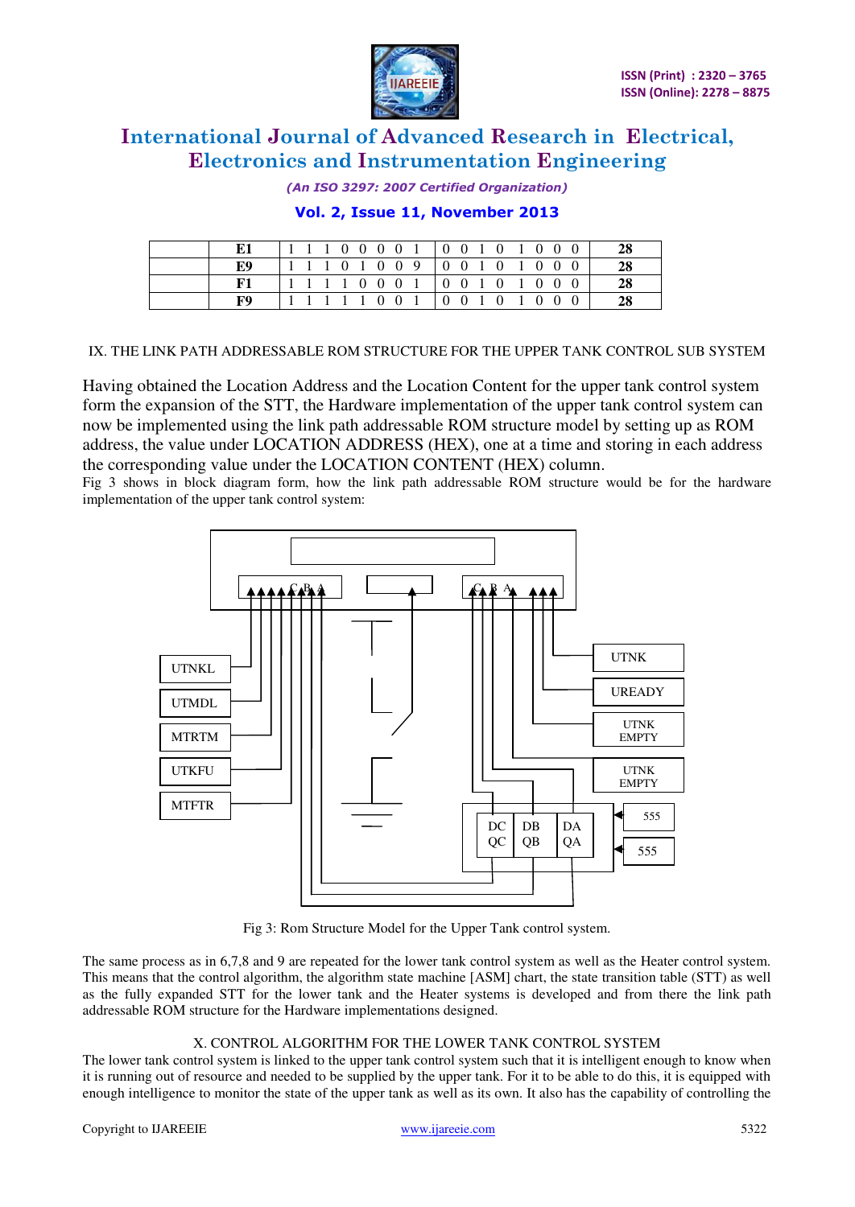| | | | | |
|---|---|---|---|---|
| | **E1** | 1 1 1 0 0 0 0 1 | 0 0 1 0 1 0 0 0 | **28** |
| | **E9** | 1 1 1 0 1 0 0 9 | 0 0 1 0 1 0 0 0 | **28** |
| | **F1** | 1 1 1 1 0 0 0 1 | 0 0 1 0 1 0 0 0 | **28** |
| | **F9** | 1 1 1 1 1 0 0 1 | 0 0 1 0 1 0 0 0 | **28** |

## IX. THE LINK PATH ADDRESSABLE ROM STRUCTURE FOR THE UPPER TANK CONTROL SUB SYSTEM

Having obtained the Location Address and the Location Content for the upper tank control system form the expansion of the STT, the Hardware implementation of the upper tank control system can now be implemented using the link path addressable ROM structure model by setting up as ROM address, the value under LOCATION ADDRESS (HEX), one at a time and storing in each address the corresponding value under the LOCATION CONTENT (HEX) column.

Fig 3 shows in block diagram form, how the link path addressable ROM structure would be for the hardware implementation of the upper tank control system:

C B A

C B A

UTNKL

UTMDL

MTRTM

UTKFU

MTFTR

UTNK

UREADY

UTNK EMPTY

UTNK EMPTY

555

555

DC QC

DB QB

DA QA

Fig 3: Rom Structure Model for the Upper Tank control system.

The same process as in 6,7,8 and 9 are repeated for the lower tank control system as well as the Heater control system. This means that the control algorithm, the algorithm state machine [ASM] chart, the state transition table (STT) as well as the fully expanded STT for the lower tank and the Heater systems is developed and from there the link path addressable ROM structure for the Hardware implementations designed.

## X. CONTROL ALGORITHM FOR THE LOWER TANK CONTROL SYSTEM

The lower tank control system is linked to the upper tank control system such that it is intelligent enough to know when it is running out of resource and needed to be supplied by the upper tank. For it to be able to do this, it is equipped with enough intelligence to monitor the state of the upper tank as well as its own. It also has the capability of controlling the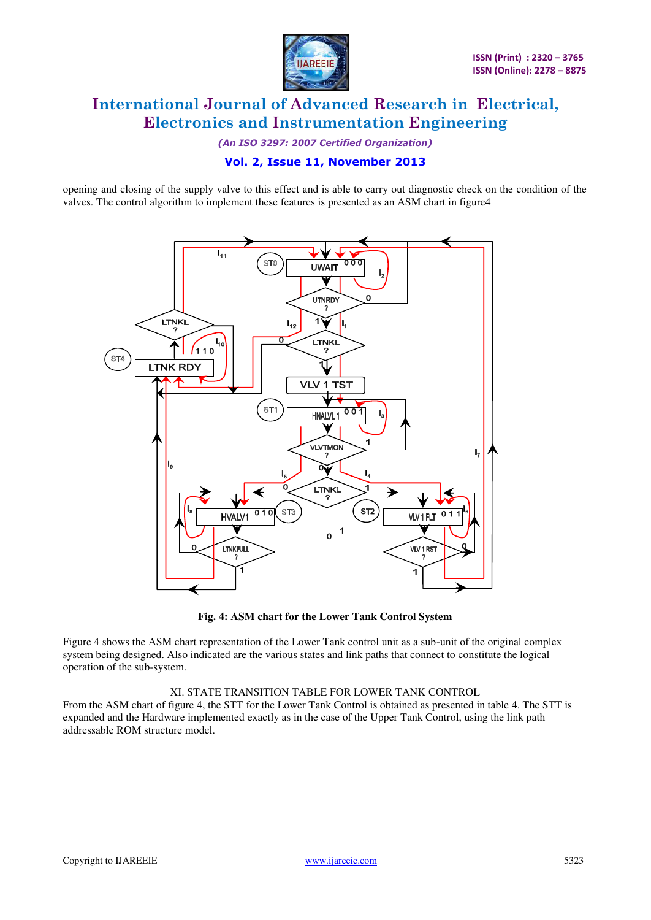opening and closing of the supply valve to this effect and is able to carry out diagnostic check on the condition of the valves. The control algorithm to implement these features is presented as an ASM chart in figure4

ST0
UWAIT 0 0 0
$I_{11}$
$I_2$
UTNRDY ?
0
$I_{12}$
1
$I_1$
LTNKL ?
0
LTNKL ?
1
$I_{10}$
1 1 0
ST4
LTNK RDY
VLV 1 TST
ST1
HNALVL 1 0 0 1
$I_3$
VLVTMON ?
1
$I_7$
$I_9$
$I_5$
0
$I_4$
LTNKL ?
0
1
$I_8$
HVALV1 0 1 0
ST3
ST2
VLV 1 FLT 0 1 1
$I_8$
0 1
0
LTNKFULL ?
1
VLV 1 RST ?
0
1

**Fig. 4: ASM chart for the Lower Tank Control System**

Figure 4 shows the ASM chart representation of the Lower Tank control unit as a sub-unit of the original complex system being designed. Also indicated are the various states and link paths that connect to constitute the logical operation of the sub-system.

## XI. STATE TRANSITION TABLE FOR LOWER TANK CONTROL

From the ASM chart of figure 4, the STT for the Lower Tank Control is obtained as presented in table 4. The STT is expanded and the Hardware implemented exactly as in the case of the Upper Tank Control, using the link path addressable ROM structure model.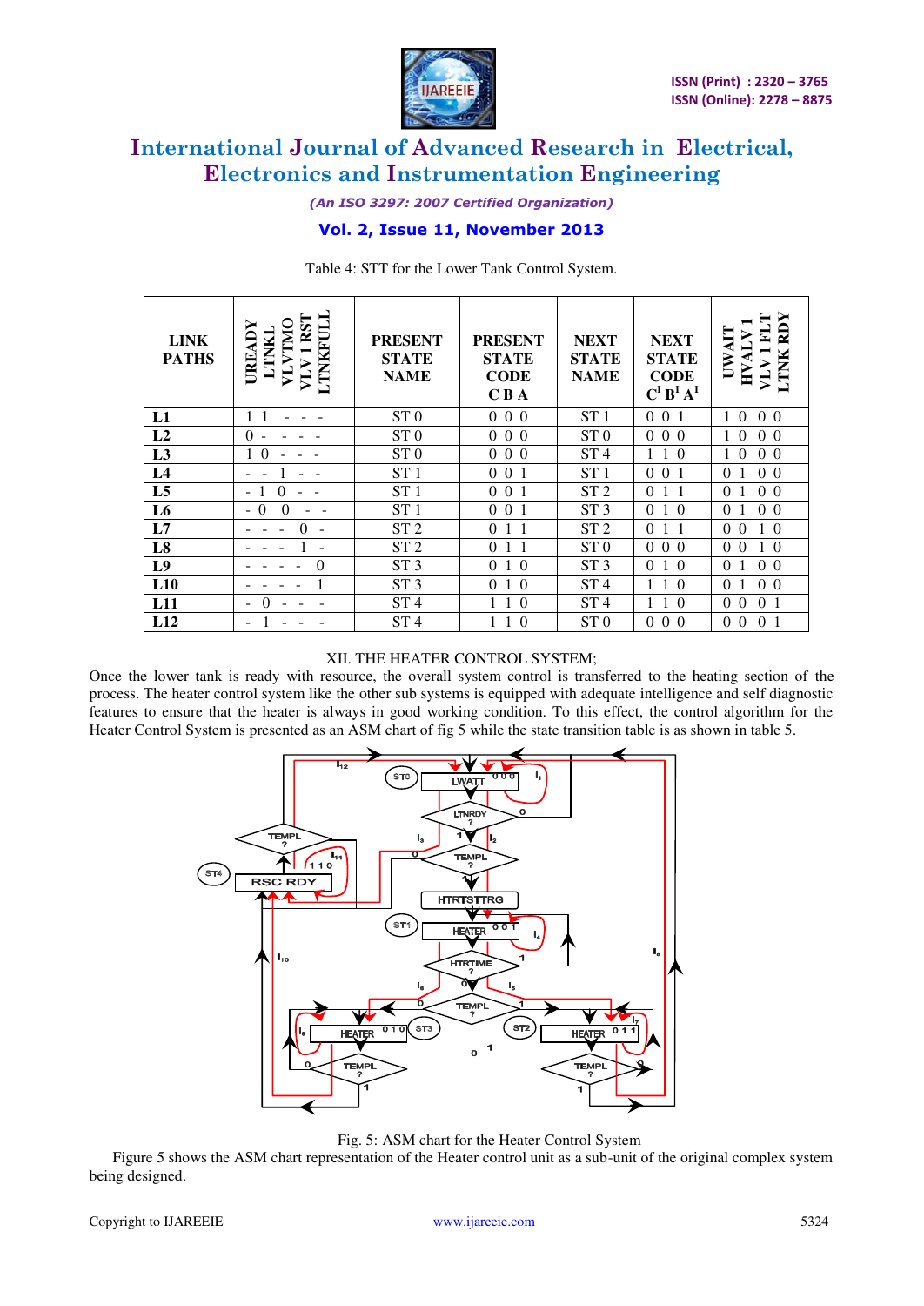Table 4: STT for the Lower Tank Control System.

| LINK PATHS | UREADY LTNKL VLVTMO VLV 1 RST LTNKFULL | PRESENT STATE NAME | PRESENT STATE CODE C B A | NEXT STATE NAME | NEXT STATE CODE $C^I B^I A^I$ | UWAIT HVALV 1 VLV 1 FLT LTNK RDY |
|---|---|---|---|---|---|---|
| L1 | 1 1 - - - | ST 0 | 0 0 0 | ST 1 | 0 0 1 | 1 0 0 0 |
| L2 | 0 - - - - | ST 0 | 0 0 0 | ST 0 | 0 0 0 | 1 0 0 0 |
| L3 | 1 0 - - - | ST 0 | 0 0 0 | ST 4 | 1 1 0 | 1 0 0 0 |
| L4 | - - 1 - - | ST 1 | 0 0 1 | ST 1 | 0 0 1 | 0 1 0 0 |
| L5 | - 1 0 - - | ST 1 | 0 0 1 | ST 2 | 0 1 1 | 0 1 0 0 |
| L6 | - 0 0 - - | ST 1 | 0 0 1 | ST 3 | 0 1 0 | 0 1 0 0 |
| L7 | - - - 0 - | ST 2 | 0 1 1 | ST 2 | 0 1 1 | 0 0 1 0 |
| L8 | - - - 1 - | ST 2 | 0 1 1 | ST 0 | 0 0 0 | 0 0 1 0 |
| L9 | - - - - 0 | ST 3 | 0 1 0 | ST 3 | 0 1 0 | 0 1 0 0 |
| L10 | - - - - 1 | ST 3 | 0 1 0 | ST 4 | 1 1 0 | 0 1 0 0 |
| L11 | - 0 - - - | ST 4 | 1 1 0 | ST 4 | 1 1 0 | 0 0 0 1 |
| L12 | - 1 - - - | ST 4 | 1 1 0 | ST 0 | 0 0 0 | 0 0 0 1 |

## XII. THE HEATER CONTROL SYSTEM;

Once the lower tank is ready with resource, the overall system control is transferred to the heating section of the process. The heater control system like the other sub systems is equipped with adequate intelligence and self diagnostic features to ensure that the heater is always in good working condition. To this effect, the control algorithm for the Heater Control System is presented as an ASM chart of fig 5 while the state transition table is as shown in table 5.

ST0
LWATT
000
$l_1$
$l_{12}$
LTNRDY ?
0
1
$l_3$
$l_2$
TEMPL ?
TEMPL ?
0
$l_{11}$
110
ST4
RSC RDY
HTRTSTTRG
ST1
HEATER
001
$l_4$
1
HTRTIME ?
$l_{10}$
$l_6$
0
$l_5$
$l_8$
TEMPL ?
0
1
$l_9$
HEATER
010
ST3
ST2
HEATER
011
$l_7$
0
0
1
TEMPL ?
TEMPL ?
1
1
0

Fig. 5: ASM chart for the Heater Control System

Figure 5 shows the ASM chart representation of the Heater control unit as a sub-unit of the original complex system being designed.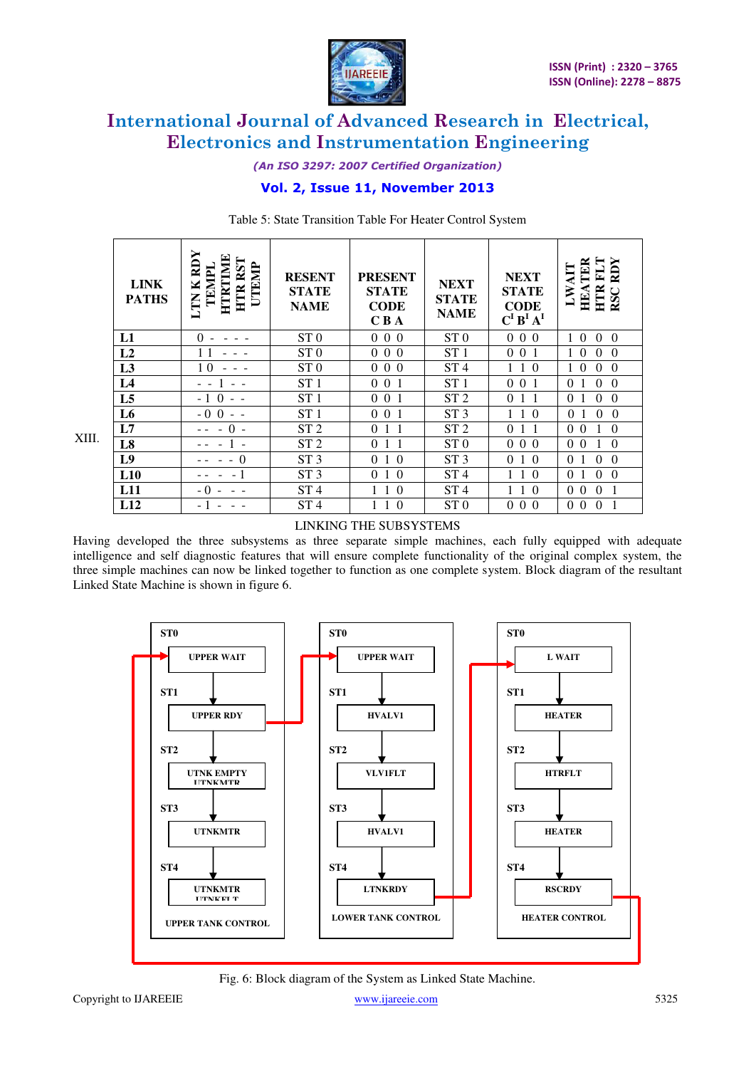Table 5: State Transition Table For Heater Control System

| LINK PATHS | LTN K RDY TEMPL HTRTIME HTR RST UTEMP | RESENT STATE NAME | PRESENT STATE CODE C B A | NEXT STATE NAME | NEXT STATE CODE $C^I$ $B^I$ $A^I$ | LWAIT HEATER HTR FLT RSC RDY |
|---|---|---|---|---|---|---|
| L1 | 0 - - - - | ST 0 | 0 0 0 | ST 0 | 0 0 0 | 1 0 0 0 |
| L2 | 1 1 - - - | ST 0 | 0 0 0 | ST 1 | 0 0 1 | 1 0 0 0 |
| L3 | 1 0 - - - | ST 0 | 0 0 0 | ST 4 | 1 1 0 | 1 0 0 0 |
| L4 | - - 1 - - | ST 1 | 0 0 1 | ST 1 | 0 0 1 | 0 1 0 0 |
| L5 | - 1 0 - - | ST 1 | 0 0 1 | ST 2 | 0 1 1 | 0 1 0 0 |
| L6 | - 0 0 - - | ST 1 | 0 0 1 | ST 3 | 1 1 0 | 0 1 0 0 |
| L7 | - - - 0 - | ST 2 | 0 1 1 | ST 2 | 0 1 1 | 0 0 1 0 |
| L8 | - - - 1 - | ST 2 | 0 1 1 | ST 0 | 0 0 0 | 0 0 1 0 |
| L9 | - - - - 0 | ST 3 | 0 1 0 | ST 3 | 0 1 0 | 0 1 0 0 |
| L10 | - - - - 1 | ST 3 | 0 1 0 | ST 4 | 1 1 0 | 0 1 0 0 |
| L11 | - 0 - - - | ST 4 | 1 1 0 | ST 4 | 1 1 0 | 0 0 0 1 |
| L12 | - 1 - - - | ST 4 | 1 1 0 | ST 0 | 0 0 0 | 0 0 0 1 |

## XIII. LINKING THE SUBSYSTEMS

Having developed the three subsystems as three separate simple machines, each fully equipped with adequate intelligence and self diagnostic features that will ensure complete functionality of the original complex system, the three simple machines can now be linked together to function as one complete system. Block diagram of the resultant Linked State Machine is shown in figure 6.

ST0
UPPER WAIT
ST1
UPPER RDY
ST2
UTNK EMPTY UTNKMTR
ST3
UTNKMTR
ST4
UTNKMTR UTNKFLT
UPPER TANK CONTROL

ST0
UPPER WAIT
ST1
HVALV1
ST2
VLV1FLT
ST3
HVALV1
ST4
LTNKRDY
LOWER TANK CONTROL

ST0
L WAIT
ST1
HEATER
ST2
HTRFLT
ST3
HEATER
ST4
RSCRDY
HEATER CONTROL

Fig. 6: Block diagram of the System as Linked State Machine.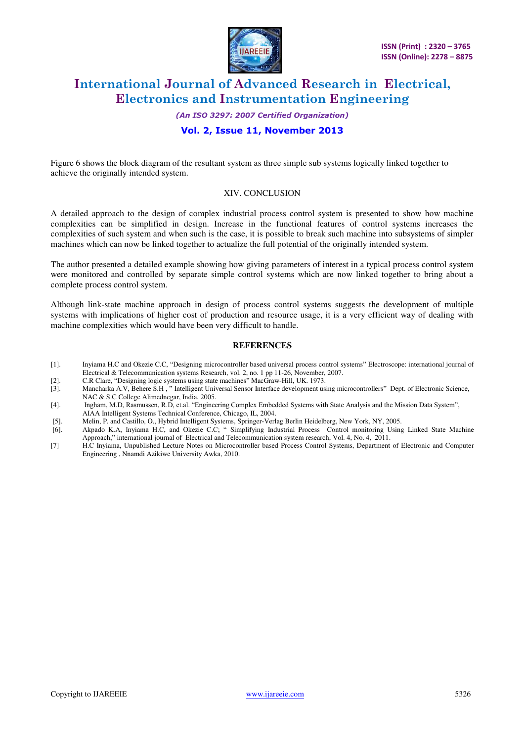Figure 6 shows the block diagram of the resultant system as three simple sub systems logically linked together to achieve the originally intended system.

## XIV. CONCLUSION

A detailed approach to the design of complex industrial process control system is presented to show how machine complexities can be simplified in design. Increase in the functional features of control systems increases the complexities of such system and when such is the case, it is possible to break such machine into subsystems of simpler machines which can now be linked together to actualize the full potential of the originally intended system.

The author presented a detailed example showing how giving parameters of interest in a typical process control system were monitored and controlled by separate simple control systems which are now linked together to bring about a complete process control system.

Although link-state machine approach in design of process control systems suggests the development of multiple systems with implications of higher cost of production and resource usage, it is a very efficient way of dealing with machine complexities which would have been very difficult to handle.

## REFERENCES

[1]. Inyiama H.C and Okezie C.C, "Designing microcontroller based universal process control systems" Electroscope: international journal of Electrical & Telecommunication systems Research, vol. 2, no. 1 pp 11-26, November, 2007.

[2]. C.R Clare, "Designing logic systems using state machines" MacGraw-Hill, UK. 1973.

[3]. Mancharka A.V, Behere S.H , " Intelligent Universal Sensor Interface development using microcontrollers" Dept. of Electronic Science, NAC & S.C College Alimednegar, India, 2005.

[4]. Ingham, M.D, Rasmussen, R.D, et.al. "Engineering Complex Embedded Systems with State Analysis and the Mission Data System", AIAA Intelligent Systems Technical Conference, Chicago, IL, 2004.

[5]. Melin, P. and Castillo, O., Hybrid Intelligent Systems, Springer-Verlag Berlin Heidelberg, New York, NY, 2005.

[6]. Akpado K.A, Inyiama H.C, and Okezie C.C; " Simplifying Industrial Process Control monitoring Using Linked State Machine Approach," international journal of Electrical and Telecommunication system research, Vol. 4, No. 4, 2011.

[7] H.C Inyiama, Unpublished Lecture Notes on Microcontroller based Process Control Systems, Department of Electronic and Computer Engineering , Nnamdi Azikiwe University Awka, 2010.